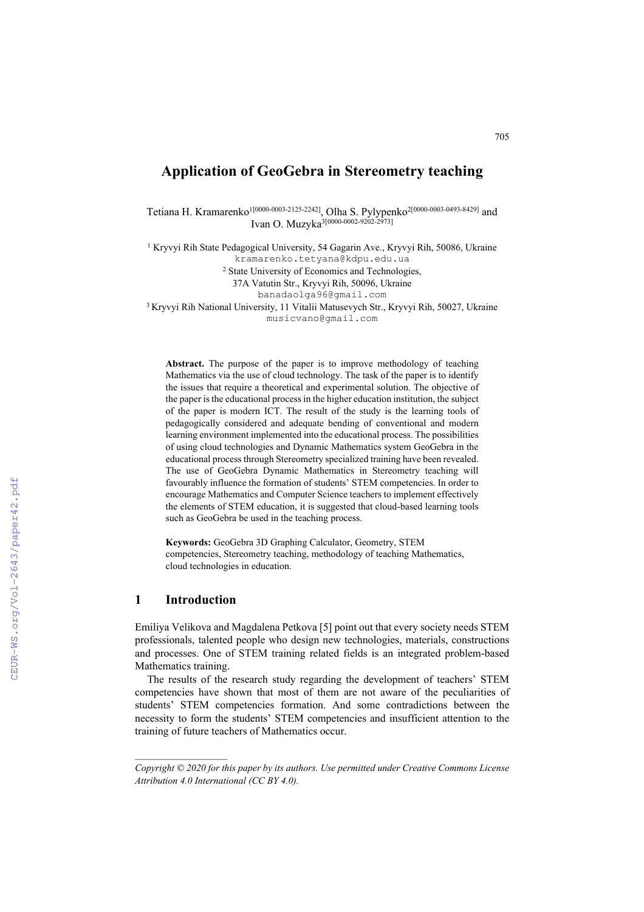# Application of GeoGebra in Stereometry teaching

Tetiana H. Kramarenko[1[0000-0003-2125-2242]], Olha S. Pylypenko[2[0000-0003-0493-8429]] and Ivan O. Muzyka[3[0000-0002-9202-2973]]

[1] Kryvyi Rih State Pedagogical University, 54 Gagarin Ave., Kryvyi Rih, 50086, Ukraine
kramarenko.tetyana@kdpu.edu.ua

[2] State University of Economics and Technologies, 37A Vatutin Str., Kryvyi Rih, 50096, Ukraine
banadaolga96@gmail.com

[3] Kryvyi Rih National University, 11 Vitalii Matusevych Str., Kryvyi Rih, 50027, Ukraine
musicvano@gmail.com

**Abstract.** The purpose of the paper is to improve methodology of teaching Mathematics via the use of cloud technology. The task of the paper is to identify the issues that require a theoretical and experimental solution. The objective of the paper is the educational process in the higher education institution, the subject of the paper is modern ICT. The result of the study is the learning tools of pedagogically considered and adequate bending of conventional and modern learning environment implemented into the educational process. The possibilities of using cloud technologies and Dynamic Mathematics system GeoGebra in the educational process through Stereometry specialized training have been revealed. The use of GeoGebra Dynamic Mathematics in Stereometry teaching will favourably influence the formation of students' STEM competencies. In order to encourage Mathematics and Computer Science teachers to implement effectively the elements of STEM education, it is suggested that cloud-based learning tools such as GeoGebra be used in the teaching process.

**Keywords:** GeoGebra 3D Graphing Calculator, Geometry, STEM competencies, Stereometry teaching, methodology of teaching Mathematics, cloud technologies in education.

## 1 Introduction

Emiliya Velikova and Magdalena Petkova [5] point out that every society needs STEM professionals, talented people who design new technologies, materials, constructions and processes. One of STEM training related fields is an integrated problem-based Mathematics training.

The results of the research study regarding the development of teachers' STEM competencies have shown that most of them are not aware of the peculiarities of students' STEM competencies formation. And some contradictions between the necessity to form the students' STEM competencies and insufficient attention to the training of future teachers of Mathematics occur.

*Copyright © 2020 for this paper by its authors. Use permitted under Creative Commons License Attribution 4.0 International (CC BY 4.0).*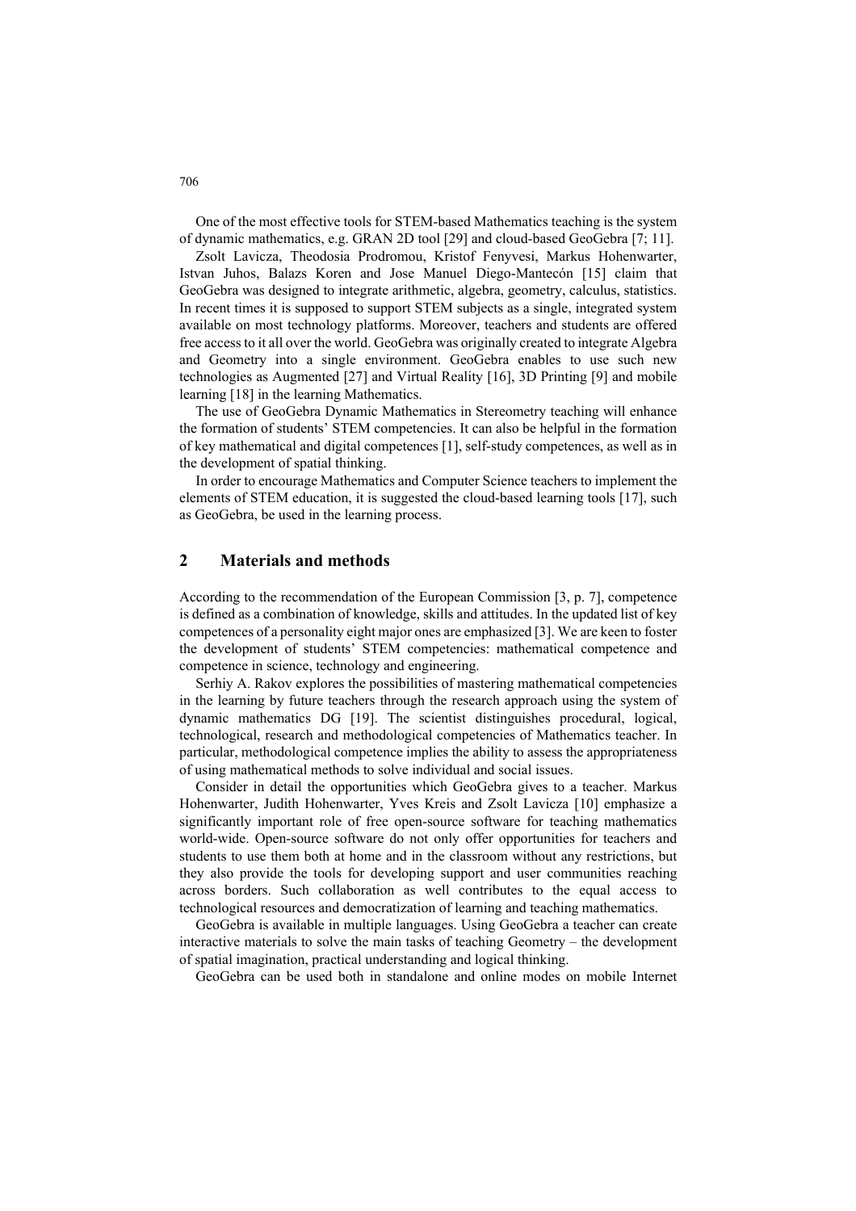One of the most effective tools for STEM-based Mathematics teaching is the system of dynamic mathematics, e.g. GRAN 2D tool [29] and cloud-based GeoGebra [7; 11].

Zsolt Lavicza, Theodosia Prodromou, Kristof Fenyvesi, Markus Hohenwarter, Istvan Juhos, Balazs Koren and Jose Manuel Diego-Mantecón [15] claim that GeoGebra was designed to integrate arithmetic, algebra, geometry, calculus, statistics. In recent times it is supposed to support STEM subjects as a single, integrated system available on most technology platforms. Moreover, teachers and students are offered free access to it all over the world. GeoGebra was originally created to integrate Algebra and Geometry into a single environment. GeoGebra enables to use such new technologies as Augmented [27] and Virtual Reality [16], 3D Printing [9] and mobile learning [18] in the learning Mathematics.

The use of GeoGebra Dynamic Mathematics in Stereometry teaching will enhance the formation of students' STEM competencies. It can also be helpful in the formation of key mathematical and digital competences [1], self-study competences, as well as in the development of spatial thinking.

In order to encourage Mathematics and Computer Science teachers to implement the elements of STEM education, it is suggested the cloud-based learning tools [17], such as GeoGebra, be used in the learning process.

## 2 Materials and methods

According to the recommendation of the European Commission [3, p. 7], competence is defined as a combination of knowledge, skills and attitudes. In the updated list of key competences of a personality eight major ones are emphasized [3]. We are keen to foster the development of students' STEM competencies: mathematical competence and competence in science, technology and engineering.

Serhiy A. Rakov explores the possibilities of mastering mathematical competencies in the learning by future teachers through the research approach using the system of dynamic mathematics DG [19]. The scientist distinguishes procedural, logical, technological, research and methodological competencies of Mathematics teacher. In particular, methodological competence implies the ability to assess the appropriateness of using mathematical methods to solve individual and social issues.

Consider in detail the opportunities which GeoGebra gives to a teacher. Markus Hohenwarter, Judith Hohenwarter, Yves Kreis and Zsolt Lavicza [10] emphasize a significantly important role of free open-source software for teaching mathematics world-wide. Open-source software do not only offer opportunities for teachers and students to use them both at home and in the classroom without any restrictions, but they also provide the tools for developing support and user communities reaching across borders. Such collaboration as well contributes to the equal access to technological resources and democratization of learning and teaching mathematics.

GeoGebra is available in multiple languages. Using GeoGebra a teacher can create interactive materials to solve the main tasks of teaching Geometry – the development of spatial imagination, practical understanding and logical thinking.

GeoGebra can be used both in standalone and online modes on mobile Internet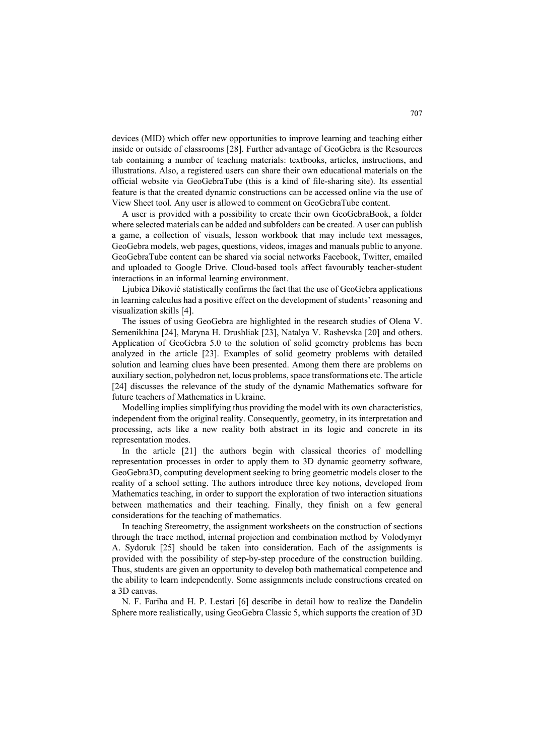devices (MID) which offer new opportunities to improve learning and teaching either inside or outside of classrooms [28]. Further advantage of GeoGebra is the Resources tab containing a number of teaching materials: textbooks, articles, instructions, and illustrations. Also, a registered users can share their own educational materials on the official website via GeoGebraTube (this is a kind of file-sharing site). Its essential feature is that the created dynamic constructions can be accessed online via the use of View Sheet tool. Any user is allowed to comment on GeoGebraTube content.

A user is provided with a possibility to create their own GeoGebraBook, a folder where selected materials can be added and subfolders can be created. A user can publish a game, a collection of visuals, lesson workbook that may include text messages, GeoGebra models, web pages, questions, videos, images and manuals public to anyone. GeoGebraTube content can be shared via social networks Facebook, Twitter, emailed and uploaded to Google Drive. Cloud-based tools affect favourably teacher-student interactions in an informal learning environment.

Ljubica Diković statistically confirms the fact that the use of GeoGebra applications in learning calculus had a positive effect on the development of students' reasoning and visualization skills [4].

The issues of using GeoGebra are highlighted in the research studies of Olena V. Semenikhina [24], Maryna H. Drushliak [23], Natalya V. Rashevska [20] and others. Application of GeoGebra 5.0 to the solution of solid geometry problems has been analyzed in the article [23]. Examples of solid geometry problems with detailed solution and learning clues have been presented. Among them there are problems on auxiliary section, polyhedron net, locus problems, space transformations etc. The article [24] discusses the relevance of the study of the dynamic Mathematics software for future teachers of Mathematics in Ukraine.

Modelling implies simplifying thus providing the model with its own characteristics, independent from the original reality. Consequently, geometry, in its interpretation and processing, acts like a new reality both abstract in its logic and concrete in its representation modes.

In the article [21] the authors begin with classical theories of modelling representation processes in order to apply them to 3D dynamic geometry software, GeoGebra3D, computing development seeking to bring geometric models closer to the reality of a school setting. The authors introduce three key notions, developed from Mathematics teaching, in order to support the exploration of two interaction situations between mathematics and their teaching. Finally, they finish on a few general considerations for the teaching of mathematics.

In teaching Stereometry, the assignment worksheets on the construction of sections through the trace method, internal projection and combination method by Volodymyr A. Sydoruk [25] should be taken into consideration. Each of the assignments is provided with the possibility of step-by-step procedure of the construction building. Thus, students are given an opportunity to develop both mathematical competence and the ability to learn independently. Some assignments include constructions created on a 3D canvas.

N. F. Fariha and H. P. Lestari [6] describe in detail how to realize the Dandelin Sphere more realistically, using GeoGebra Classic 5, which supports the creation of 3D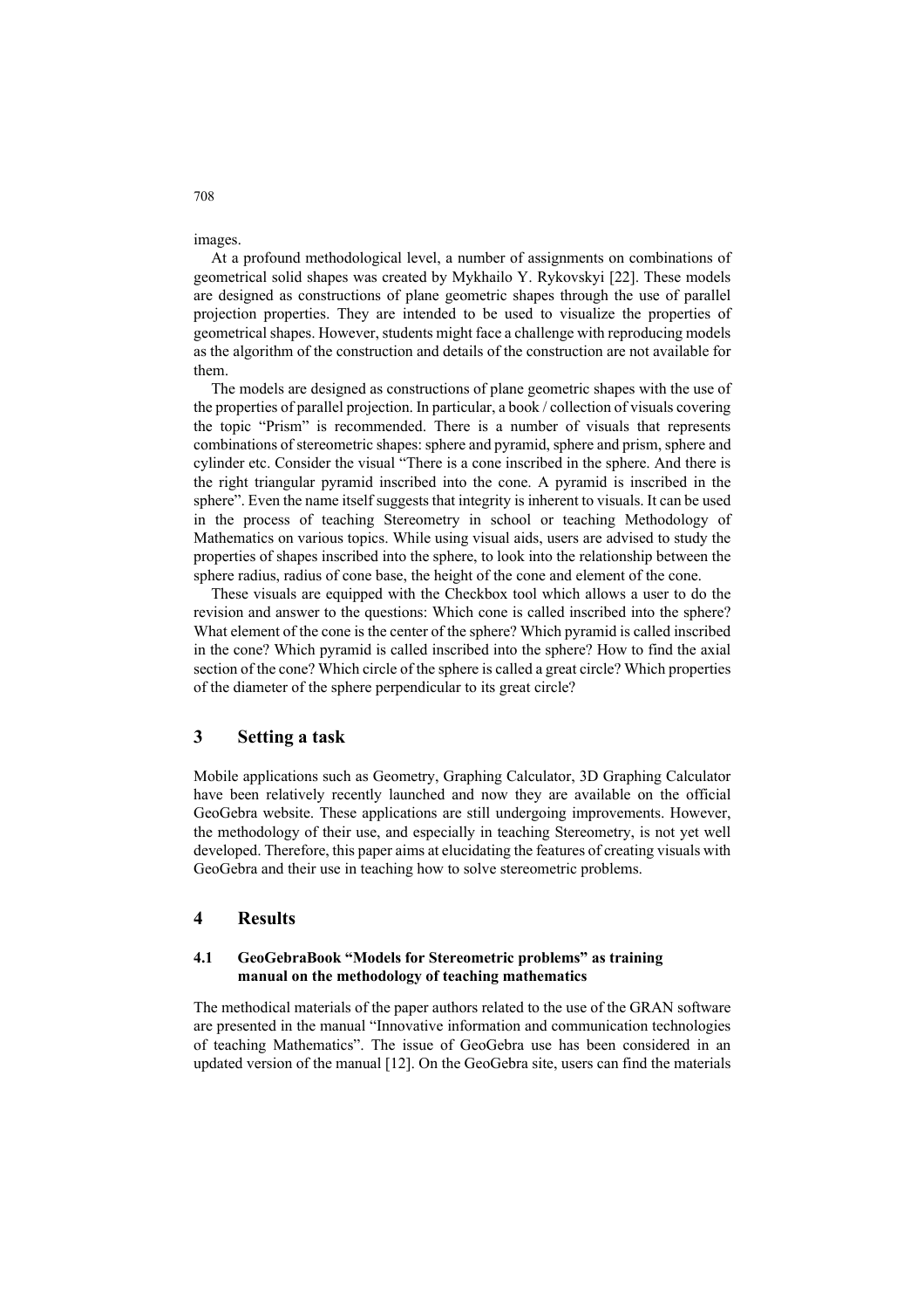images.

At a profound methodological level, a number of assignments on combinations of geometrical solid shapes was created by Mykhailo Y. Rykovskyi [22]. These models are designed as constructions of plane geometric shapes through the use of parallel projection properties. They are intended to be used to visualize the properties of geometrical shapes. However, students might face a challenge with reproducing models as the algorithm of the construction and details of the construction are not available for them.

The models are designed as constructions of plane geometric shapes with the use of the properties of parallel projection. In particular, a book / collection of visuals covering the topic "Prism" is recommended. There is a number of visuals that represents combinations of stereometric shapes: sphere and pyramid, sphere and prism, sphere and cylinder etc. Consider the visual "There is a cone inscribed in the sphere. And there is the right triangular pyramid inscribed into the cone. A pyramid is inscribed in the sphere". Even the name itself suggests that integrity is inherent to visuals. It can be used in the process of teaching Stereometry in school or teaching Methodology of Mathematics on various topics. While using visual aids, users are advised to study the properties of shapes inscribed into the sphere, to look into the relationship between the sphere radius, radius of cone base, the height of the cone and element of the cone.

These visuals are equipped with the Checkbox tool which allows a user to do the revision and answer to the questions: Which cone is called inscribed into the sphere? What element of the cone is the center of the sphere? Which pyramid is called inscribed in the cone? Which pyramid is called inscribed into the sphere? How to find the axial section of the cone? Which circle of the sphere is called a great circle? Which properties of the diameter of the sphere perpendicular to its great circle?

## 3 Setting a task

Mobile applications such as Geometry, Graphing Calculator, 3D Graphing Calculator have been relatively recently launched and now they are available on the official GeoGebra website. These applications are still undergoing improvements. However, the methodology of their use, and especially in teaching Stereometry, is not yet well developed. Therefore, this paper aims at elucidating the features of creating visuals with GeoGebra and their use in teaching how to solve stereometric problems.

## 4 Results

### 4.1 GeoGebraBook "Models for Stereometric problems" as training manual on the methodology of teaching mathematics

The methodical materials of the paper authors related to the use of the GRAN software are presented in the manual "Innovative information and communication technologies of teaching Mathematics". The issue of GeoGebra use has been considered in an updated version of the manual [12]. On the GeoGebra site, users can find the materials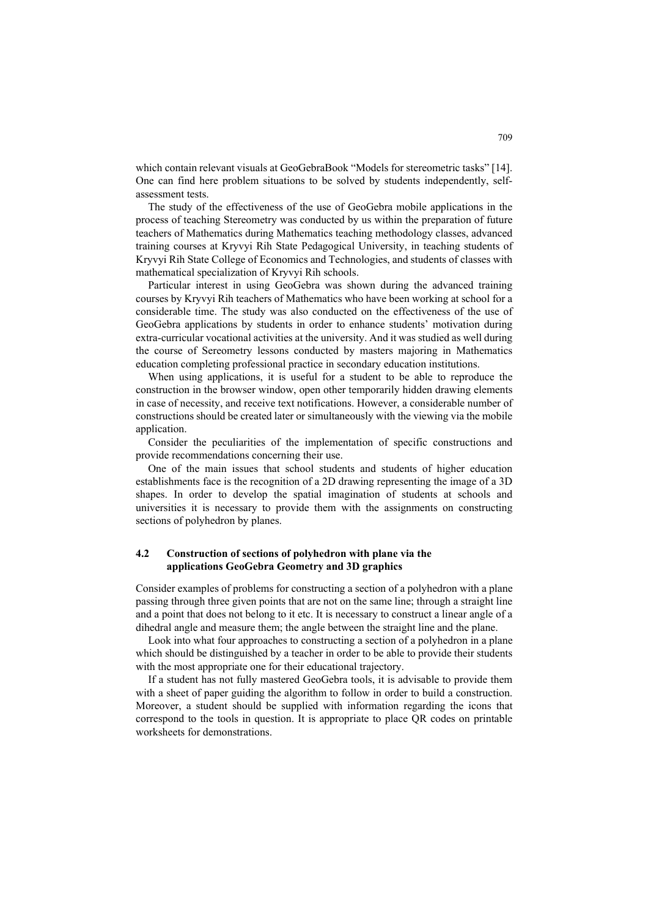which contain relevant visuals at GeoGebraBook "Models for stereometric tasks" [14]. One can find here problem situations to be solved by students independently, self-assessment tests.

The study of the effectiveness of the use of GeoGebra mobile applications in the process of teaching Stereometry was conducted by us within the preparation of future teachers of Mathematics during Mathematics teaching methodology classes, advanced training courses at Kryvyi Rih State Pedagogical University, in teaching students of Kryvyi Rih State College of Economics and Technologies, and students of classes with mathematical specialization of Kryvyi Rih schools.

Particular interest in using GeoGebra was shown during the advanced training courses by Kryvyi Rih teachers of Mathematics who have been working at school for a considerable time. The study was also conducted on the effectiveness of the use of GeoGebra applications by students in order to enhance students' motivation during extra-curricular vocational activities at the university. And it was studied as well during the course of Sereometry lessons conducted by masters majoring in Mathematics education completing professional practice in secondary education institutions.

When using applications, it is useful for a student to be able to reproduce the construction in the browser window, open other temporarily hidden drawing elements in case of necessity, and receive text notifications. However, a considerable number of constructions should be created later or simultaneously with the viewing via the mobile application.

Consider the peculiarities of the implementation of specific constructions and provide recommendations concerning their use.

One of the main issues that school students and students of higher education establishments face is the recognition of a 2D drawing representing the image of a 3D shapes. In order to develop the spatial imagination of students at schools and universities it is necessary to provide them with the assignments on constructing sections of polyhedron by planes.

### 4.2 Construction of sections of polyhedron with plane via the applications GeoGebra Geometry and 3D graphics

Consider examples of problems for constructing a section of a polyhedron with a plane passing through three given points that are not on the same line; through a straight line and a point that does not belong to it etc. It is necessary to construct a linear angle of a dihedral angle and measure them; the angle between the straight line and the plane.

Look into what four approaches to constructing a section of a polyhedron in a plane which should be distinguished by a teacher in order to be able to provide their students with the most appropriate one for their educational trajectory.

If a student has not fully mastered GeoGebra tools, it is advisable to provide them with a sheet of paper guiding the algorithm to follow in order to build a construction. Moreover, a student should be supplied with information regarding the icons that correspond to the tools in question. It is appropriate to place QR codes on printable worksheets for demonstrations.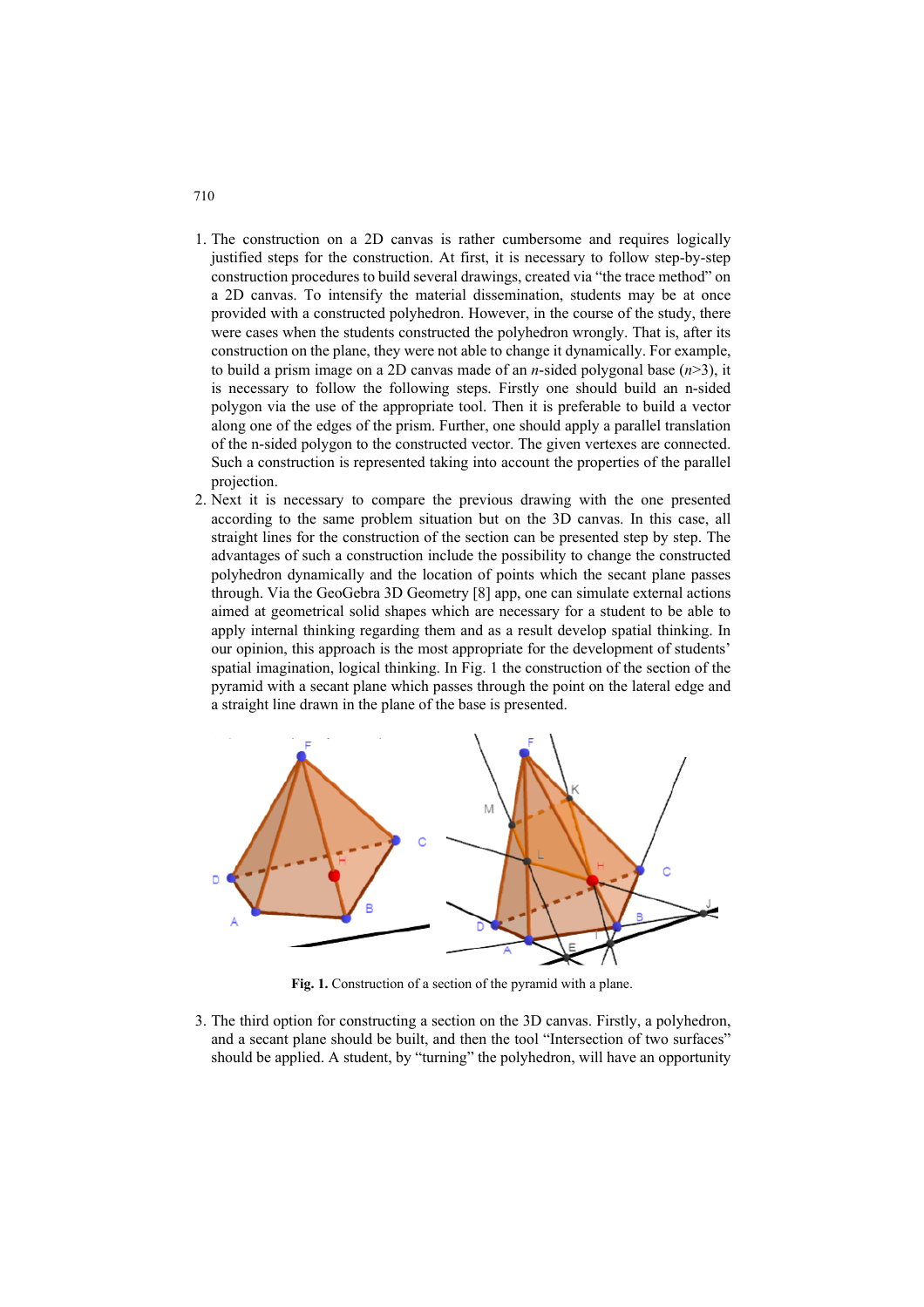1. The construction on a 2D canvas is rather cumbersome and requires logically justified steps for the construction. At first, it is necessary to follow step-by-step construction procedures to build several drawings, created via "the trace method" on a 2D canvas. To intensify the material dissemination, students may be at once provided with a constructed polyhedron. However, in the course of the study, there were cases when the students constructed the polyhedron wrongly. That is, after its construction on the plane, they were not able to change it dynamically. For example, to build a prism image on a 2D canvas made of an $n$-sided polygonal base ($n$>3), it is necessary to follow the following steps. Firstly one should build an n-sided polygon via the use of the appropriate tool. Then it is preferable to build a vector along one of the edges of the prism. Further, one should apply a parallel translation of the n-sided polygon to the constructed vector. The given vertexes are connected. Such a construction is represented taking into account the properties of the parallel projection.
2. Next it is necessary to compare the previous drawing with the one presented according to the same problem situation but on the 3D canvas. In this case, all straight lines for the construction of the section can be presented step by step. The advantages of such a construction include the possibility to change the constructed polyhedron dynamically and the location of points which the secant plane passes through. Via the GeoGebra 3D Geometry [8] app, one can simulate external actions aimed at geometrical solid shapes which are necessary for a student to be able to apply internal thinking regarding them and as a result develop spatial thinking. In our opinion, this approach is the most appropriate for the development of students' spatial imagination, logical thinking. In Fig. 1 the construction of the section of the pyramid with a secant plane which passes through the point on the lateral edge and a straight line drawn in the plane of the base is presented.

**Fig. 1.** Construction of a section of the pyramid with a plane.

3. The third option for constructing a section on the 3D canvas. Firstly, a polyhedron, and a secant plane should be built, and then the tool "Intersection of two surfaces" should be applied. A student, by "turning" the polyhedron, will have an opportunity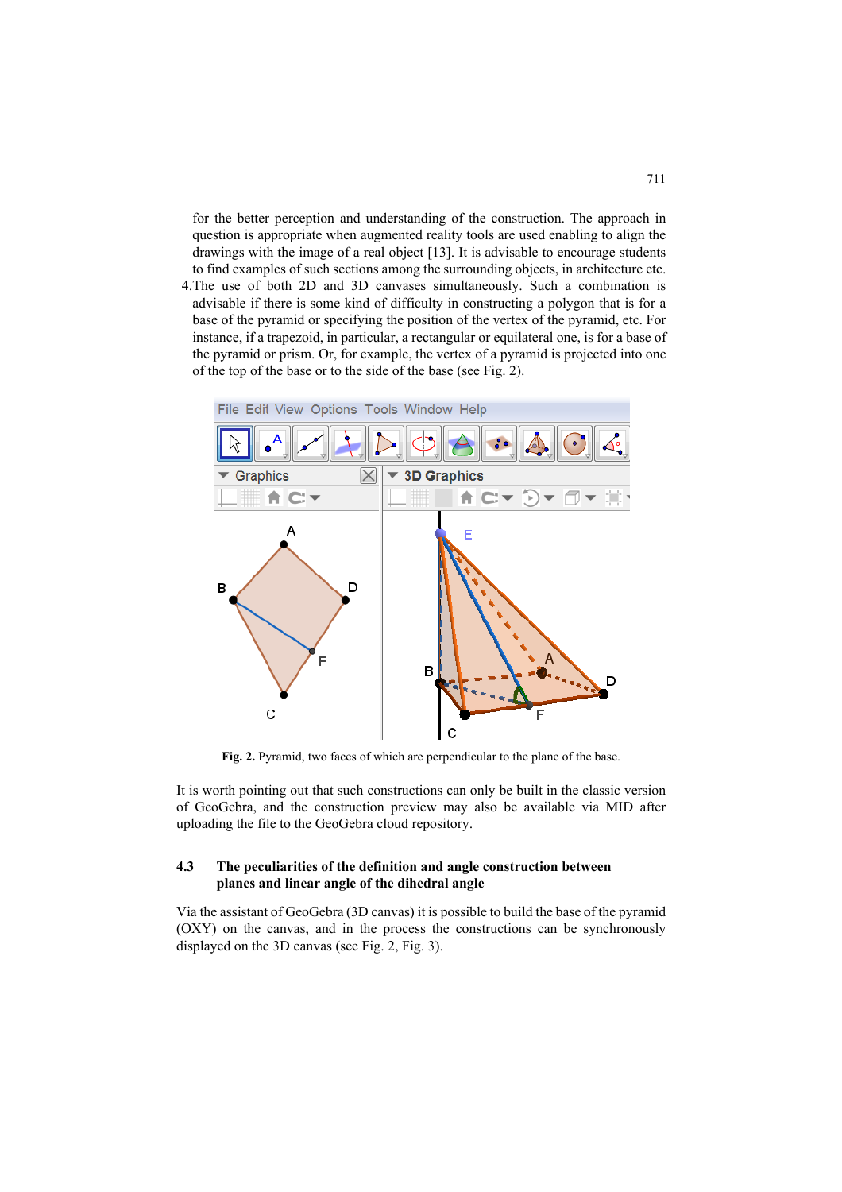for the better perception and understanding of the construction. The approach in question is appropriate when augmented reality tools are used enabling to align the drawings with the image of a real object [13]. It is advisable to encourage students to find examples of such sections among the surrounding objects, in architecture etc.

4. The use of both 2D and 3D canvases simultaneously. Such a combination is advisable if there is some kind of difficulty in constructing a polygon that is for a base of the pyramid or specifying the position of the vertex of the pyramid, etc. For instance, if a trapezoid, in particular, a rectangular or equilateral one, is for a base of the pyramid or prism. Or, for example, the vertex of a pyramid is projected into one of the top of the base or to the side of the base (see Fig. 2).

**Fig. 2.** Pyramid, two faces of which are perpendicular to the plane of the base.

It is worth pointing out that such constructions can only be built in the classic version of GeoGebra, and the construction preview may also be available via MID after uploading the file to the GeoGebra cloud repository.

### 4.3 The peculiarities of the definition and angle construction between planes and linear angle of the dihedral angle

Via the assistant of GeoGebra (3D canvas) it is possible to build the base of the pyramid (OXY) on the canvas, and in the process the constructions can be synchronously displayed on the 3D canvas (see Fig. 2, Fig. 3).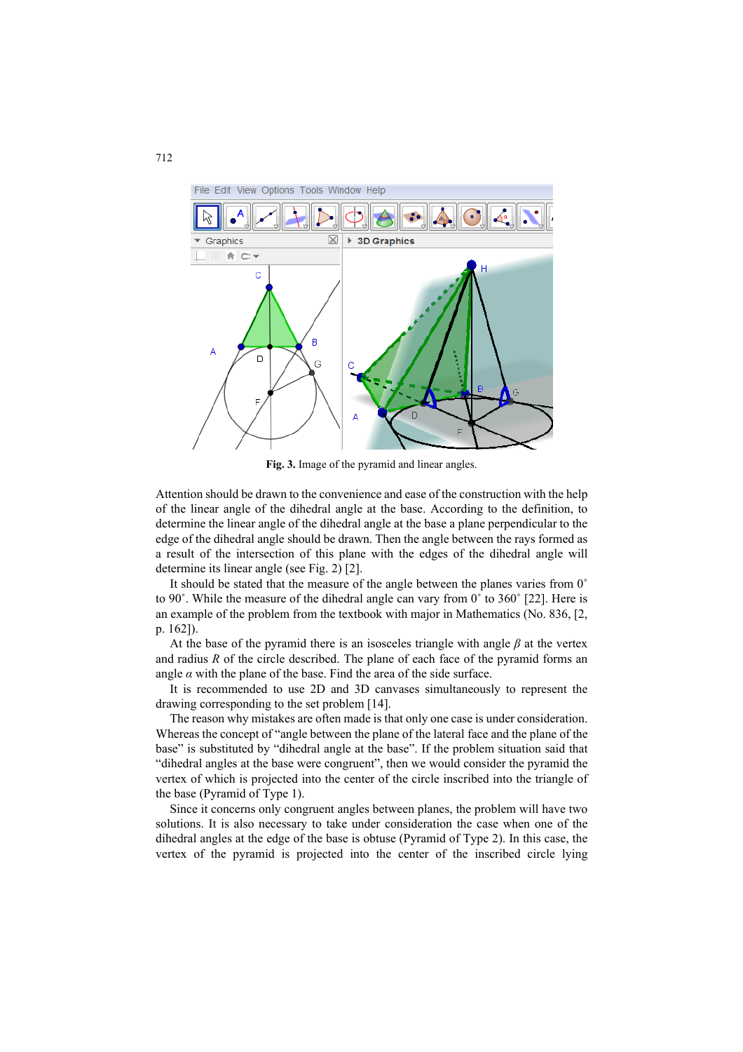**Fig. 3.** Image of the pyramid and linear angles.

Attention should be drawn to the convenience and ease of the construction with the help of the linear angle of the dihedral angle at the base. According to the definition, to determine the linear angle of the dihedral angle at the base a plane perpendicular to the edge of the dihedral angle should be drawn. Then the angle between the rays formed as a result of the intersection of this plane with the edges of the dihedral angle will determine its linear angle (see Fig. 2) [2].

It should be stated that the measure of the angle between the planes varies from 0˚ to 90˚. While the measure of the dihedral angle can vary from 0˚ to 360˚ [22]. Here is an example of the problem from the textbook with major in Mathematics (No. 836, [2, p. 162]).

At the base of the pyramid there is an isosceles triangle with angle $\beta$ at the vertex and radius $R$ of the circle described. The plane of each face of the pyramid forms an angle $\alpha$ with the plane of the base. Find the area of the side surface.

It is recommended to use 2D and 3D canvases simultaneously to represent the drawing corresponding to the set problem [14].

The reason why mistakes are often made is that only one case is under consideration. Whereas the concept of "angle between the plane of the lateral face and the plane of the base" is substituted by "dihedral angle at the base". If the problem situation said that "dihedral angles at the base were congruent", then we would consider the pyramid the vertex of which is projected into the center of the circle inscribed into the triangle of the base (Pyramid of Type 1).

Since it concerns only congruent angles between planes, the problem will have two solutions. It is also necessary to take under consideration the case when one of the dihedral angles at the edge of the base is obtuse (Pyramid of Type 2). In this case, the vertex of the pyramid is projected into the center of the inscribed circle lying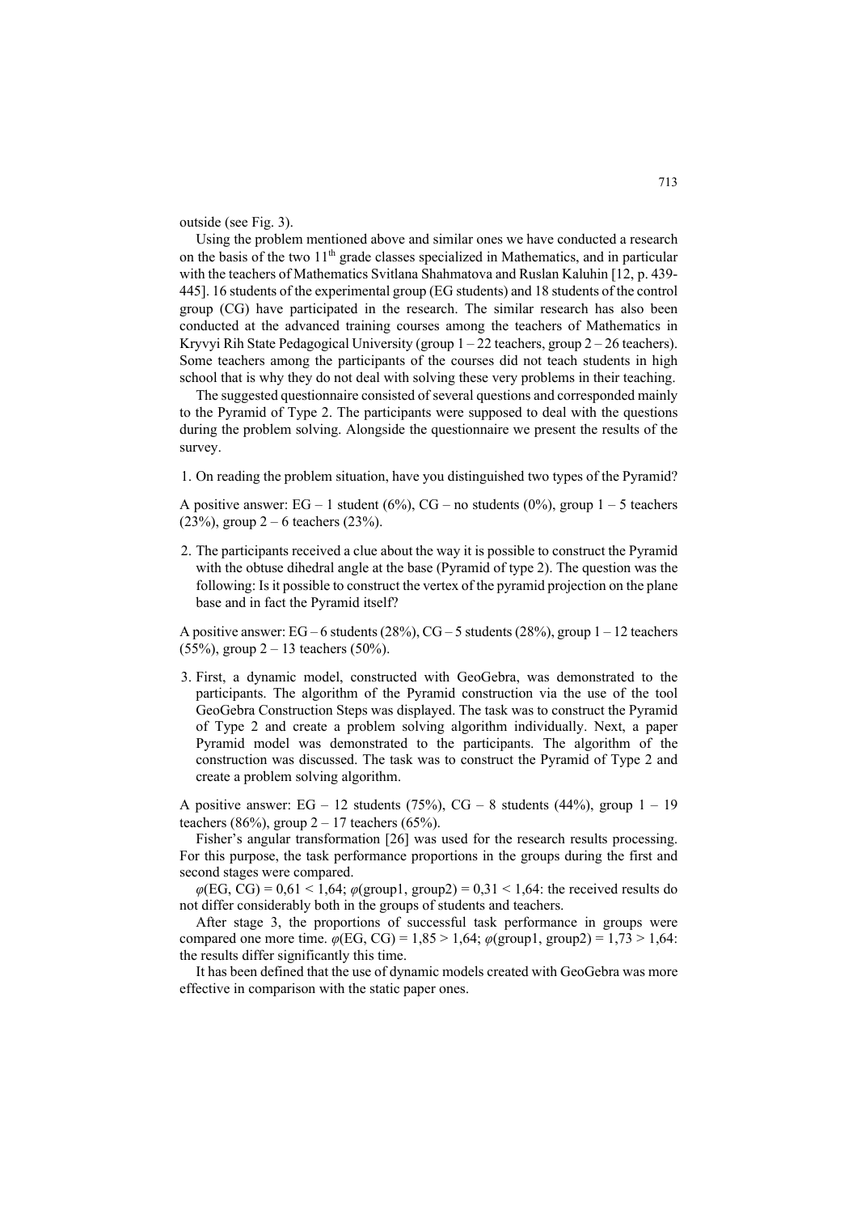outside (see Fig. 3).

Using the problem mentioned above and similar ones we have conducted a research on the basis of the two 11th grade classes specialized in Mathematics, and in particular with the teachers of Mathematics Svitlana Shahmatova and Ruslan Kaluhin [12, p. 439-445]. 16 students of the experimental group (EG students) and 18 students of the control group (CG) have participated in the research. The similar research has also been conducted at the advanced training courses among the teachers of Mathematics in Kryvyi Rih State Pedagogical University (group 1 – 22 teachers, group 2 – 26 teachers). Some teachers among the participants of the courses did not teach students in high school that is why they do not deal with solving these very problems in their teaching.

The suggested questionnaire consisted of several questions and corresponded mainly to the Pyramid of Type 2. The participants were supposed to deal with the questions during the problem solving. Alongside the questionnaire we present the results of the survey.

1. On reading the problem situation, have you distinguished two types of the Pyramid?

A positive answer: EG – 1 student (6%), CG – no students (0%), group 1 – 5 teachers (23%), group 2 – 6 teachers (23%).

2. The participants received a clue about the way it is possible to construct the Pyramid with the obtuse dihedral angle at the base (Pyramid of type 2). The question was the following: Is it possible to construct the vertex of the pyramid projection on the plane base and in fact the Pyramid itself?

A positive answer: EG – 6 students (28%), CG – 5 students (28%), group 1 – 12 teachers (55%), group 2 – 13 teachers (50%).

3. First, a dynamic model, constructed with GeoGebra, was demonstrated to the participants. The algorithm of the Pyramid construction via the use of the tool GeoGebra Construction Steps was displayed. The task was to construct the Pyramid of Type 2 and create a problem solving algorithm individually. Next, a paper Pyramid model was demonstrated to the participants. The algorithm of the construction was discussed. The task was to construct the Pyramid of Type 2 and create a problem solving algorithm.

A positive answer: EG – 12 students (75%), CG – 8 students (44%), group 1 – 19 teachers (86%), group 2 – 17 teachers (65%).

Fisher's angular transformation [26] was used for the research results processing. For this purpose, the task performance proportions in the groups during the first and second stages were compared.

$\varphi(\text{EG, CG}) = 0{,}61 < 1{,}64$; $\varphi(\text{group1, group2}) = 0{,}31 < 1{,}64$: the received results do not differ considerably both in the groups of students and teachers.

After stage 3, the proportions of successful task performance in groups were compared one more time. $\varphi(\text{EG, CG}) = 1{,}85 > 1{,}64$; $\varphi(\text{group1, group2}) = 1{,}73 > 1{,}64$: the results differ significantly this time.

It has been defined that the use of dynamic models created with GeoGebra was more effective in comparison with the static paper ones.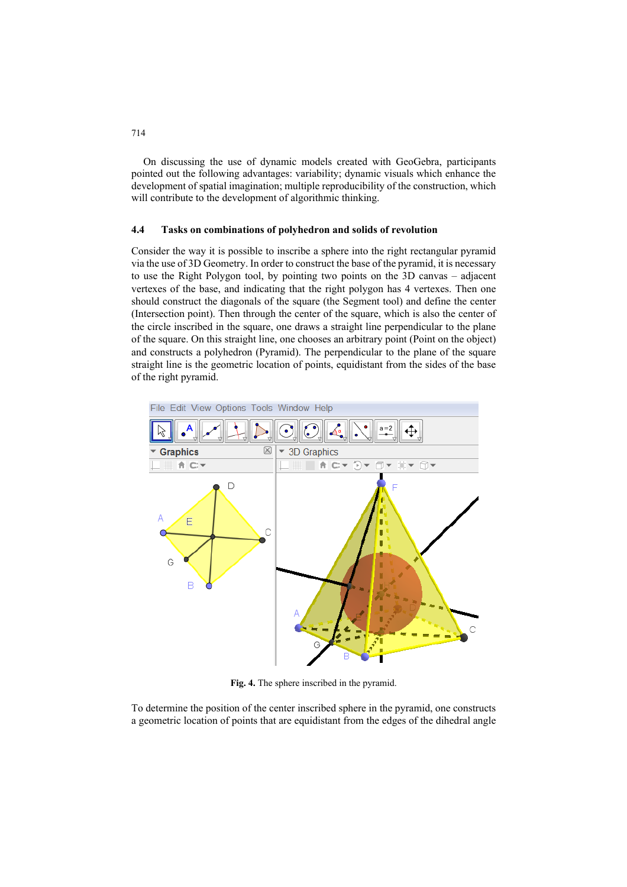On discussing the use of dynamic models created with GeoGebra, participants pointed out the following advantages: variability; dynamic visuals which enhance the development of spatial imagination; multiple reproducibility of the construction, which will contribute to the development of algorithmic thinking.

### 4.4 Tasks on combinations of polyhedron and solids of revolution

Consider the way it is possible to inscribe a sphere into the right rectangular pyramid via the use of 3D Geometry. In order to construct the base of the pyramid, it is necessary to use the Right Polygon tool, by pointing two points on the 3D canvas – adjacent vertexes of the base, and indicating that the right polygon has 4 vertexes. Then one should construct the diagonals of the square (the Segment tool) and define the center (Intersection point). Then through the center of the square, which is also the center of the circle inscribed in the square, one draws a straight line perpendicular to the plane of the square. On this straight line, one chooses an arbitrary point (Point on the object) and constructs a polyhedron (Pyramid). The perpendicular to the plane of the square straight line is the geometric location of points, equidistant from the sides of the base of the right pyramid.

**Fig. 4.** The sphere inscribed in the pyramid.

To determine the position of the center inscribed sphere in the pyramid, one constructs a geometric location of points that are equidistant from the edges of the dihedral angle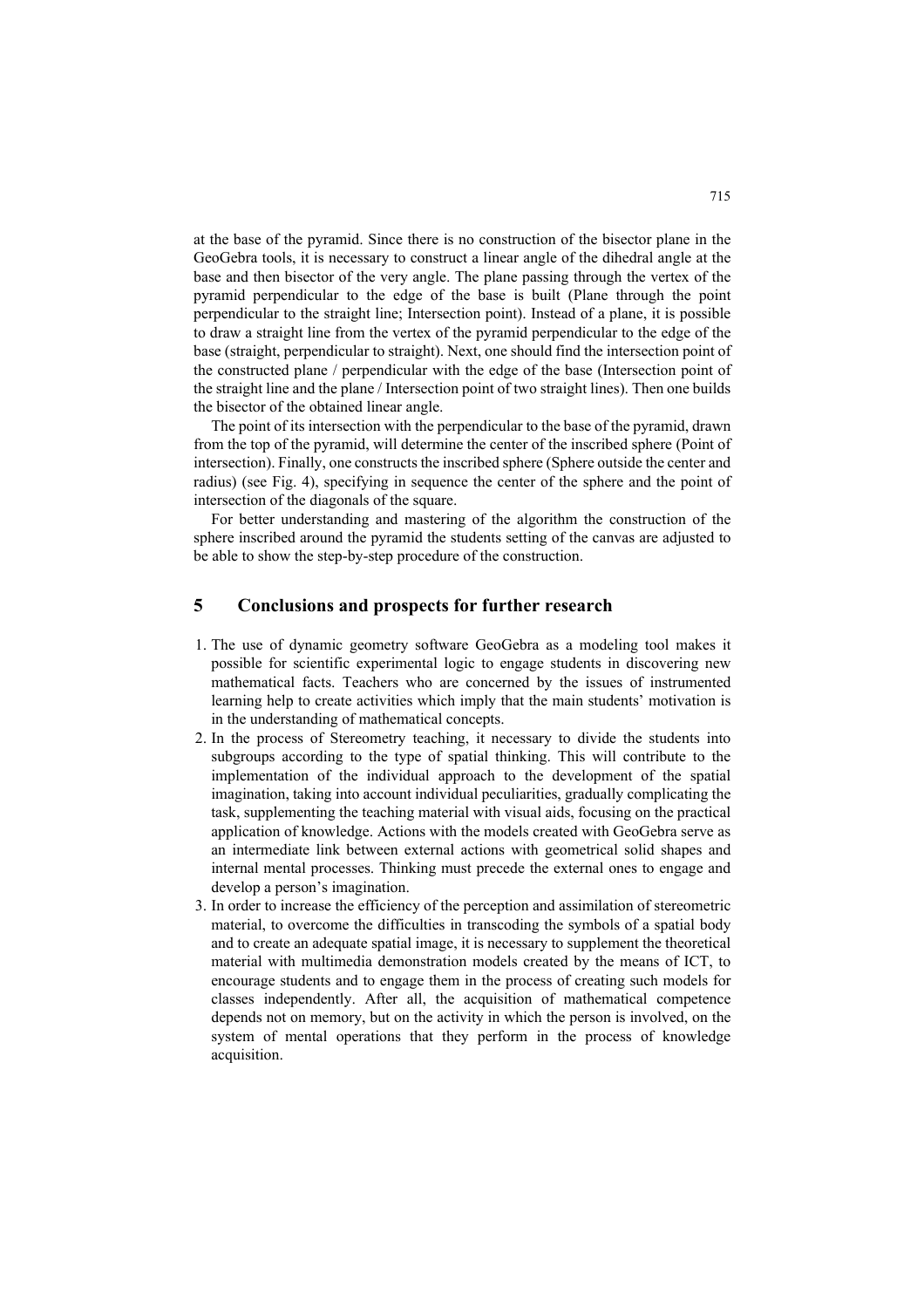at the base of the pyramid. Since there is no construction of the bisector plane in the GeoGebra tools, it is necessary to construct a linear angle of the dihedral angle at the base and then bisector of the very angle. The plane passing through the vertex of the pyramid perpendicular to the edge of the base is built (Plane through the point perpendicular to the straight line; Intersection point). Instead of a plane, it is possible to draw a straight line from the vertex of the pyramid perpendicular to the edge of the base (straight, perpendicular to straight). Next, one should find the intersection point of the constructed plane / perpendicular with the edge of the base (Intersection point of the straight line and the plane / Intersection point of two straight lines). Then one builds the bisector of the obtained linear angle.

The point of its intersection with the perpendicular to the base of the pyramid, drawn from the top of the pyramid, will determine the center of the inscribed sphere (Point of intersection). Finally, one constructs the inscribed sphere (Sphere outside the center and radius) (see Fig. 4), specifying in sequence the center of the sphere and the point of intersection of the diagonals of the square.

For better understanding and mastering of the algorithm the construction of the sphere inscribed around the pyramid the students setting of the canvas are adjusted to be able to show the step-by-step procedure of the construction.

## 5 Conclusions and prospects for further research

1. The use of dynamic geometry software GeoGebra as a modeling tool makes it possible for scientific experimental logic to engage students in discovering new mathematical facts. Teachers who are concerned by the issues of instrumented learning help to create activities which imply that the main students' motivation is in the understanding of mathematical concepts.
2. In the process of Stereometry teaching, it necessary to divide the students into subgroups according to the type of spatial thinking. This will contribute to the implementation of the individual approach to the development of the spatial imagination, taking into account individual peculiarities, gradually complicating the task, supplementing the teaching material with visual aids, focusing on the practical application of knowledge. Actions with the models created with GeoGebra serve as an intermediate link between external actions with geometrical solid shapes and internal mental processes. Thinking must precede the external ones to engage and develop a person's imagination.
3. In order to increase the efficiency of the perception and assimilation of stereometric material, to overcome the difficulties in transcoding the symbols of a spatial body and to create an adequate spatial image, it is necessary to supplement the theoretical material with multimedia demonstration models created by the means of ICT, to encourage students and to engage them in the process of creating such models for classes independently. After all, the acquisition of mathematical competence depends not on memory, but on the activity in which the person is involved, on the system of mental operations that they perform in the process of knowledge acquisition.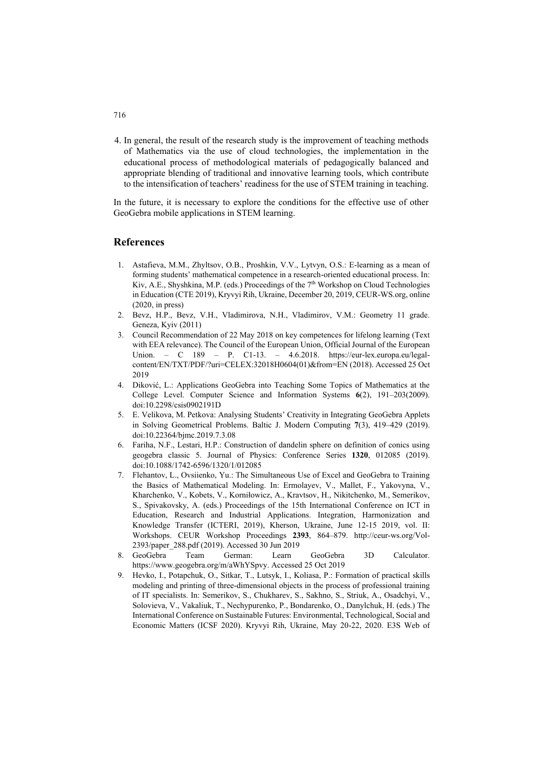4. In general, the result of the research study is the improvement of teaching methods of Mathematics via the use of cloud technologies, the implementation in the educational process of methodological materials of pedagogically balanced and appropriate blending of traditional and innovative learning tools, which contribute to the intensification of teachers' readiness for the use of STEM training in teaching.

In the future, it is necessary to explore the conditions for the effective use of other GeoGebra mobile applications in STEM learning.

## References

1. Astafieva, M.M., Zhyltsov, O.B., Proshkin, V.V., Lytvyn, O.S.: E-learning as a mean of forming students' mathematical competence in a research-oriented educational process. In: Kiv, A.E., Shyshkina, M.P. (eds.) Proceedings of the 7th Workshop on Cloud Technologies in Education (CTE 2019), Kryvyi Rih, Ukraine, December 20, 2019, CEUR-WS.org, online (2020, in press)
2. Bevz, H.P., Bevz, V.H., Vladimirova, N.H., Vladimirov, V.M.: Geometry 11 grade. Geneza, Kyiv (2011)
3. Council Recommendation of 22 May 2018 on key competences for lifelong learning (Text with EEA relevance). The Council of the European Union, Official Journal of the European Union. – C 189 – P. C1-13. – 4.6.2018. https://eur-lex.europa.eu/legal-content/EN/TXT/PDF/?uri=CELEX:32018H0604(01)&from=EN (2018). Accessed 25 Oct 2019
4. Diković, L.: Applications GeoGebra into Teaching Some Topics of Mathematics at the College Level. Computer Science and Information Systems **6**(2), 191–203(2009). doi:10.2298/csis0902191D
5. E. Velikova, M. Petkova: Analysing Students' Creativity in Integrating GeoGebra Applets in Solving Geometrical Problems. Baltic J. Modern Computing **7**(3), 419–429 (2019). doi:10.22364/bjmc.2019.7.3.08
6. Fariha, N.F., Lestari, H.P.: Construction of dandelin sphere on definition of conics using geogebra classic 5. Journal of Physics: Conference Series **1320**, 012085 (2019). doi:10.1088/1742-6596/1320/1/012085
7. Flehantov, L., Ovsiienko, Yu.: The Simultaneous Use of Excel and GeoGebra to Training the Basics of Mathematical Modeling. In: Ermolayev, V., Mallet, F., Yakovyna, V., Kharchenko, V., Kobets, V., Korniłowicz, A., Kravtsov, H., Nikitchenko, M., Semerikov, S., Spivakovsky, A. (eds.) Proceedings of the 15th International Conference on ICT in Education, Research and Industrial Applications. Integration, Harmonization and Knowledge Transfer (ICTERI, 2019), Kherson, Ukraine, June 12-15 2019, vol. II: Workshops. CEUR Workshop Proceedings **2393**, 864–879. http://ceur-ws.org/Vol-2393/paper_288.pdf (2019). Accessed 30 Jun 2019
8. GeoGebra Team German: Learn GeoGebra 3D Calculator. https://www.geogebra.org/m/aWhYSpvy. Accessed 25 Oct 2019
9. Hevko, I., Potapchuk, O., Sitkar, T., Lutsyk, I., Koliasa, P.: Formation of practical skills modeling and printing of three-dimensional objects in the process of professional training of IT specialists. In: Semerikov, S., Chukharev, S., Sakhno, S., Striuk, A., Osadchyi, V., Solovieva, V., Vakaliuk, T., Nechypurenko, P., Bondarenko, O., Danylchuk, H. (eds.) The International Conference on Sustainable Futures: Environmental, Technological, Social and Economic Matters (ICSF 2020). Kryvyi Rih, Ukraine, May 20-22, 2020. E3S Web of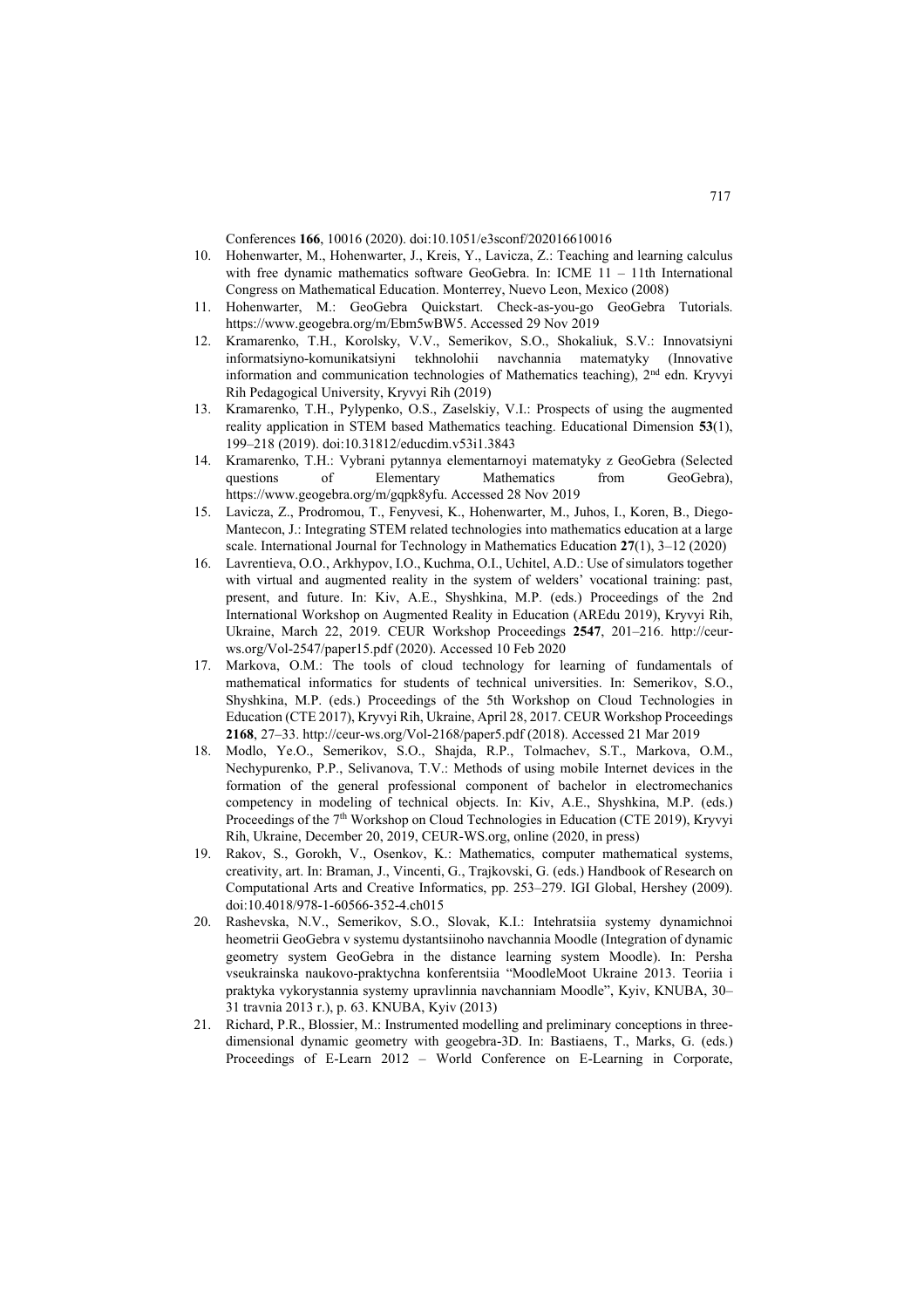Conferences **166**, 10016 (2020). doi:10.1051/e3sconf/202016610016

10. Hohenwarter, M., Hohenwarter, J., Kreis, Y., Lavicza, Z.: Teaching and learning calculus with free dynamic mathematics software GeoGebra. In: ICME 11 – 11th International Congress on Mathematical Education. Monterrey, Nuevo Leon, Mexico (2008)
11. Hohenwarter, M.: GeoGebra Quickstart. Check-as-you-go GeoGebra Tutorials. https://www.geogebra.org/m/Ebm5wBW5. Accessed 29 Nov 2019
12. Kramarenko, T.H., Korolsky, V.V., Semerikov, S.O., Shokaliuk, S.V.: Innovatsiyni informatsiyno-komunikatsiyni tekhnolohii navchannia matematyky (Innovative information and communication technologies of Mathematics teaching), 2nd edn. Kryvyi Rih Pedagogical University, Kryvyi Rih (2019)
13. Kramarenko, T.H., Pylypenko, O.S., Zaselskiy, V.I.: Prospects of using the augmented reality application in STEM based Mathematics teaching. Educational Dimension **53**(1), 199–218 (2019). doi:10.31812/educdim.v53i1.3843
14. Kramarenko, T.H.: Vybrani pytannya elementarnoyi matematyky z GeoGebra (Selected questions of Elementary Mathematics from GeoGebra), https://www.geogebra.org/m/gqpk8yfu. Accessed 28 Nov 2019
15. Lavicza, Z., Prodromou, T., Fenyvesi, K., Hohenwarter, M., Juhos, I., Koren, B., Diego-Mantecon, J.: Integrating STEM related technologies into mathematics education at a large scale. International Journal for Technology in Mathematics Education **27**(1), 3–12 (2020)
16. Lavrentieva, O.O., Arkhypov, I.O., Kuchma, O.I., Uchitel, A.D.: Use of simulators together with virtual and augmented reality in the system of welders' vocational training: past, present, and future. In: Kiv, A.E., Shyshkina, M.P. (eds.) Proceedings of the 2nd International Workshop on Augmented Reality in Education (AREdu 2019), Kryvyi Rih, Ukraine, March 22, 2019. CEUR Workshop Proceedings **2547**, 201–216. http://ceur-ws.org/Vol-2547/paper15.pdf (2020). Accessed 10 Feb 2020
17. Markova, O.M.: The tools of cloud technology for learning of fundamentals of mathematical informatics for students of technical universities. In: Semerikov, S.O., Shyshkina, M.P. (eds.) Proceedings of the 5th Workshop on Cloud Technologies in Education (CTE 2017), Kryvyi Rih, Ukraine, April 28, 2017. CEUR Workshop Proceedings **2168**, 27–33. http://ceur-ws.org/Vol-2168/paper5.pdf (2018). Accessed 21 Mar 2019
18. Modlo, Ye.O., Semerikov, S.O., Shajda, R.P., Tolmachev, S.T., Markova, O.M., Nechypurenko, P.P., Selivanova, T.V.: Methods of using mobile Internet devices in the formation of the general professional component of bachelor in electromechanics competency in modeling of technical objects. In: Kiv, A.E., Shyshkina, M.P. (eds.) Proceedings of the 7th Workshop on Cloud Technologies in Education (CTE 2019), Kryvyi Rih, Ukraine, December 20, 2019, CEUR-WS.org, online (2020, in press)
19. Rakov, S., Gorokh, V., Osenkov, K.: Mathematics, computer mathematical systems, creativity, art. In: Braman, J., Vincenti, G., Trajkovski, G. (eds.) Handbook of Research on Computational Arts and Creative Informatics, pp. 253–279. IGI Global, Hershey (2009). doi:10.4018/978-1-60566-352-4.ch015
20. Rashevska, N.V., Semerikov, S.O., Slovak, K.I.: Intehratsiia systemy dynamichnoi heometrii GeoGebra v systemu dystantsiinoho navchannia Moodle (Integration of dynamic geometry system GeoGebra in the distance learning system Moodle). In: Persha vseukrainska naukovo-praktychna konferentsiia "MoodleMoot Ukraine 2013. Teoriia i praktyka vykorystannia systemy upravlinnia navchanniam Moodle", Kyiv, KNUBA, 30–31 travnia 2013 r.), p. 63. KNUBA, Kyiv (2013)
21. Richard, P.R., Blossier, M.: Instrumented modelling and preliminary conceptions in three-dimensional dynamic geometry with geogebra-3D. In: Bastiaens, T., Marks, G. (eds.) Proceedings of E-Learn 2012 – World Conference on E-Learning in Corporate,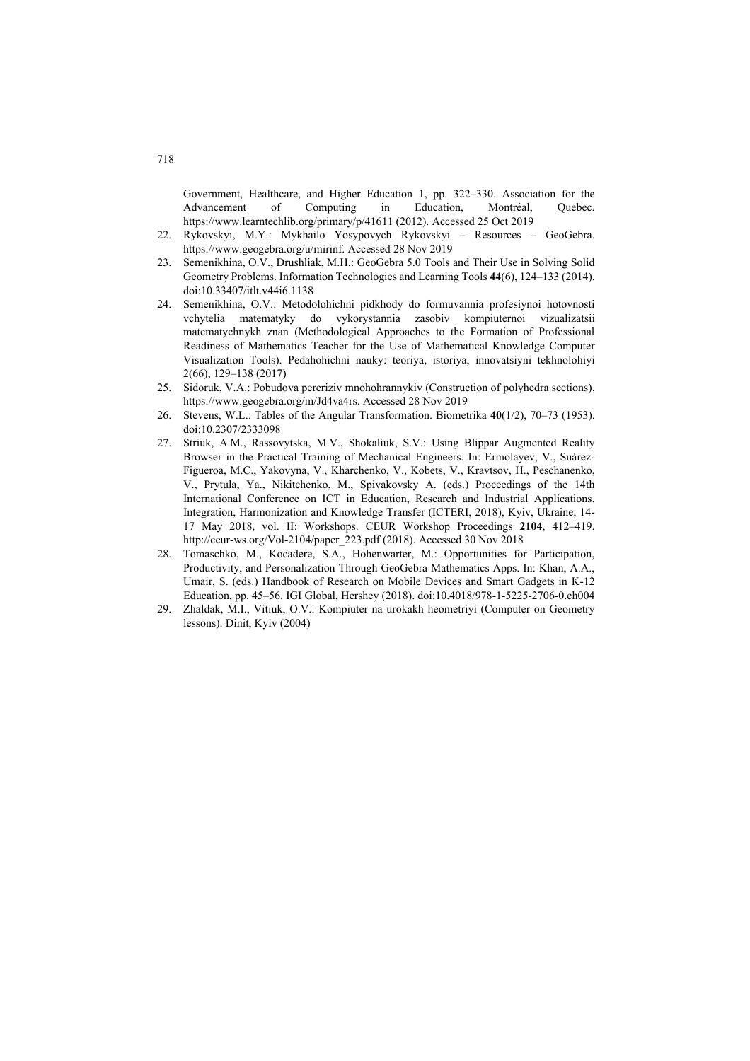Government, Healthcare, and Higher Education 1, pp. 322–330. Association for the Advancement of Computing in Education, Montréal, Quebec. https://www.learntechlib.org/primary/p/41611 (2012). Accessed 25 Oct 2019

22. Rykovskyi, M.Y.: Mykhailo Yosypovych Rykovskyi – Resources – GeoGebra. https://www.geogebra.org/u/mirinf. Accessed 28 Nov 2019
23. Semenikhina, O.V., Drushliak, M.H.: GeoGebra 5.0 Tools and Their Use in Solving Solid Geometry Problems. Information Technologies and Learning Tools **44**(6), 124–133 (2014). doi:10.33407/itlt.v44i6.1138
24. Semenikhina, O.V.: Metodolohichni pidkhody do formuvannia profesiynoi hotovnosti vchytelia matematyky do vykorystannia zasobiv kompiuternoi vizualizatsii matematychnykh znan (Methodological Approaches to the Formation of Professional Readiness of Mathematics Teacher for the Use of Mathematical Knowledge Computer Visualization Tools). Pedahohichni nauky: teoriya, istoriya, innovatsiyni tekhnolohiyi 2(66), 129–138 (2017)
25. Sidoruk, V.A.: Pobudova pereriziv mnohohrannykiv (Construction of polyhedra sections). https://www.geogebra.org/m/Jd4va4rs. Accessed 28 Nov 2019
26. Stevens, W.L.: Tables of the Angular Transformation. Biometrika **40**(1/2), 70–73 (1953). doi:10.2307/2333098
27. Striuk, A.M., Rassovytska, M.V., Shokaliuk, S.V.: Using Blippar Augmented Reality Browser in the Practical Training of Mechanical Engineers. In: Ermolayev, V., Suárez-Figueroa, M.C., Yakovyna, V., Kharchenko, V., Kobets, V., Kravtsov, H., Peschanenko, V., Prytula, Ya., Nikitchenko, M., Spivakovsky A. (eds.) Proceedings of the 14th International Conference on ICT in Education, Research and Industrial Applications. Integration, Harmonization and Knowledge Transfer (ICTERI, 2018), Kyiv, Ukraine, 14-17 May 2018, vol. II: Workshops. CEUR Workshop Proceedings **2104**, 412–419. http://ceur-ws.org/Vol-2104/paper_223.pdf (2018). Accessed 30 Nov 2018
28. Tomaschko, M., Kocadere, S.A., Hohenwarter, M.: Opportunities for Participation, Productivity, and Personalization Through GeoGebra Mathematics Apps. In: Khan, A.A., Umair, S. (eds.) Handbook of Research on Mobile Devices and Smart Gadgets in K-12 Education, pp. 45–56. IGI Global, Hershey (2018). doi:10.4018/978-1-5225-2706-0.ch004
29. Zhaldak, M.I., Vitiuk, O.V.: Kompiuter na urokakh heometriyi (Computer on Geometry lessons). Dinit, Kyiv (2004)